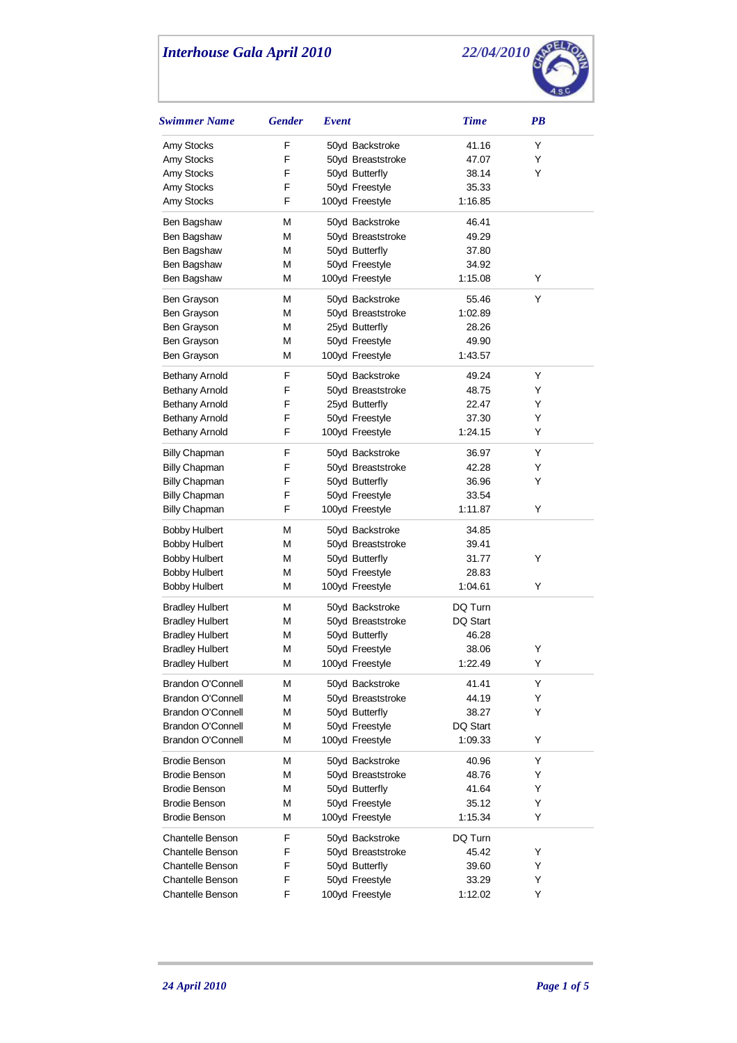# Interhouse Gala April 2010

22/04/2010

| Swimmer Name | Gender | Event | Time | PB |
|---|---|---|---|---|
| Amy Stocks | F | 50yd Backstroke | 41.16 | Y |
| Amy Stocks | F | 50yd Breaststroke | 47.07 | Y |
| Amy Stocks | F | 50yd Butterfly | 38.14 | Y |
| Amy Stocks | F | 50yd Freestyle | 35.33 | |
| Amy Stocks | F | 100yd Freestyle | 1:16.85 | |
| Ben Bagshaw | M | 50yd Backstroke | 46.41 | |
| Ben Bagshaw | M | 50yd Breaststroke | 49.29 | |
| Ben Bagshaw | M | 50yd Butterfly | 37.80 | |
| Ben Bagshaw | M | 50yd Freestyle | 34.92 | |
| Ben Bagshaw | M | 100yd Freestyle | 1:15.08 | Y |
| Ben Grayson | M | 50yd Backstroke | 55.46 | Y |
| Ben Grayson | M | 50yd Breaststroke | 1:02.89 | |
| Ben Grayson | M | 25yd Butterfly | 28.26 | |
| Ben Grayson | M | 50yd Freestyle | 49.90 | |
| Ben Grayson | M | 100yd Freestyle | 1:43.57 | |
| Bethany Arnold | F | 50yd Backstroke | 49.24 | Y |
| Bethany Arnold | F | 50yd Breaststroke | 48.75 | Y |
| Bethany Arnold | F | 25yd Butterfly | 22.47 | Y |
| Bethany Arnold | F | 50yd Freestyle | 37.30 | Y |
| Bethany Arnold | F | 100yd Freestyle | 1:24.15 | Y |
| Billy Chapman | F | 50yd Backstroke | 36.97 | Y |
| Billy Chapman | F | 50yd Breaststroke | 42.28 | Y |
| Billy Chapman | F | 50yd Butterfly | 36.96 | Y |
| Billy Chapman | F | 50yd Freestyle | 33.54 | |
| Billy Chapman | F | 100yd Freestyle | 1:11.87 | Y |
| Bobby Hulbert | M | 50yd Backstroke | 34.85 | |
| Bobby Hulbert | M | 50yd Breaststroke | 39.41 | |
| Bobby Hulbert | M | 50yd Butterfly | 31.77 | Y |
| Bobby Hulbert | M | 50yd Freestyle | 28.83 | |
| Bobby Hulbert | M | 100yd Freestyle | 1:04.61 | Y |
| Bradley Hulbert | M | 50yd Backstroke | DQ Turn | |
| Bradley Hulbert | M | 50yd Breaststroke | DQ Start | |
| Bradley Hulbert | M | 50yd Butterfly | 46.28 | |
| Bradley Hulbert | M | 50yd Freestyle | 38.06 | Y |
| Bradley Hulbert | M | 100yd Freestyle | 1:22.49 | Y |
| Brandon O'Connell | M | 50yd Backstroke | 41.41 | Y |
| Brandon O'Connell | M | 50yd Breaststroke | 44.19 | Y |
| Brandon O'Connell | M | 50yd Butterfly | 38.27 | Y |
| Brandon O'Connell | M | 50yd Freestyle | DQ Start | |
| Brandon O'Connell | M | 100yd Freestyle | 1:09.33 | Y |
| Brodie Benson | M | 50yd Backstroke | 40.96 | Y |
| Brodie Benson | M | 50yd Breaststroke | 48.76 | Y |
| Brodie Benson | M | 50yd Butterfly | 41.64 | Y |
| Brodie Benson | M | 50yd Freestyle | 35.12 | Y |
| Brodie Benson | M | 100yd Freestyle | 1:15.34 | Y |
| Chantelle Benson | F | 50yd Backstroke | DQ Turn | |
| Chantelle Benson | F | 50yd Breaststroke | 45.42 | Y |
| Chantelle Benson | F | 50yd Butterfly | 39.60 | Y |
| Chantelle Benson | F | 50yd Freestyle | 33.29 | Y |
| Chantelle Benson | F | 100yd Freestyle | 1:12.02 | Y |

24 April 2010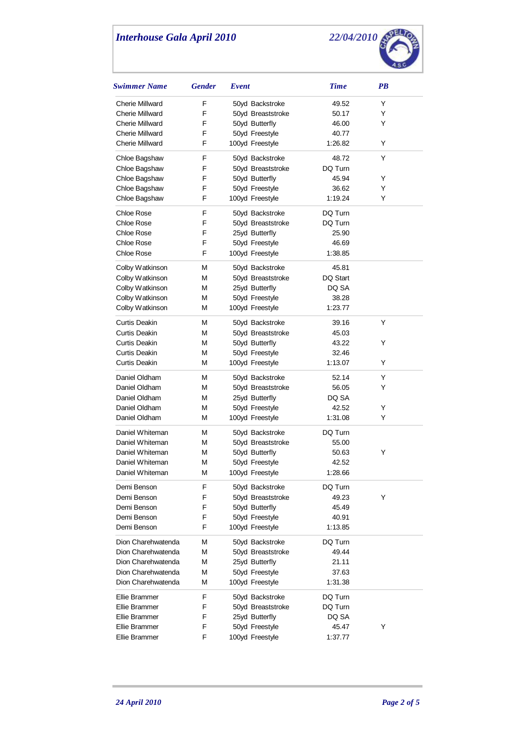# Interhouse Gala April 2010

22/04/2010

| Swimmer Name | Gender | Event | Time | PB |
|---|---|---|---|---|
| Cherie Millward | F | 50yd Backstroke | 49.52 | Y |
| Cherie Millward | F | 50yd Breaststroke | 50.17 | Y |
| Cherie Millward | F | 50yd Butterfly | 46.00 | Y |
| Cherie Millward | F | 50yd Freestyle | 40.77 | |
| Cherie Millward | F | 100yd Freestyle | 1:26.82 | Y |
| Chloe Bagshaw | F | 50yd Backstroke | 48.72 | Y |
| Chloe Bagshaw | F | 50yd Breaststroke | DQ Turn | |
| Chloe Bagshaw | F | 50yd Butterfly | 45.94 | Y |
| Chloe Bagshaw | F | 50yd Freestyle | 36.62 | Y |
| Chloe Bagshaw | F | 100yd Freestyle | 1:19.24 | Y |
| Chloe Rose | F | 50yd Backstroke | DQ Turn | |
| Chloe Rose | F | 50yd Breaststroke | DQ Turn | |
| Chloe Rose | F | 25yd Butterfly | 25.90 | |
| Chloe Rose | F | 50yd Freestyle | 46.69 | |
| Chloe Rose | F | 100yd Freestyle | 1:38.85 | |
| Colby Watkinson | M | 50yd Backstroke | 45.81 | |
| Colby Watkinson | M | 50yd Breaststroke | DQ Start | |
| Colby Watkinson | M | 25yd Butterfly | DQ SA | |
| Colby Watkinson | M | 50yd Freestyle | 38.28 | |
| Colby Watkinson | M | 100yd Freestyle | 1:23.77 | |
| Curtis Deakin | M | 50yd Backstroke | 39.16 | Y |
| Curtis Deakin | M | 50yd Breaststroke | 45.03 | |
| Curtis Deakin | M | 50yd Butterfly | 43.22 | Y |
| Curtis Deakin | M | 50yd Freestyle | 32.46 | |
| Curtis Deakin | M | 100yd Freestyle | 1:13.07 | Y |
| Daniel Oldham | M | 50yd Backstroke | 52.14 | Y |
| Daniel Oldham | M | 50yd Breaststroke | 56.05 | Y |
| Daniel Oldham | M | 25yd Butterfly | DQ SA | |
| Daniel Oldham | M | 50yd Freestyle | 42.52 | Y |
| Daniel Oldham | M | 100yd Freestyle | 1:31.08 | Y |
| Daniel Whiteman | M | 50yd Backstroke | DQ Turn | |
| Daniel Whiteman | M | 50yd Breaststroke | 55.00 | |
| Daniel Whiteman | M | 50yd Butterfly | 50.63 | Y |
| Daniel Whiteman | M | 50yd Freestyle | 42.52 | |
| Daniel Whiteman | M | 100yd Freestyle | 1:28.66 | |
| Demi Benson | F | 50yd Backstroke | DQ Turn | |
| Demi Benson | F | 50yd Breaststroke | 49.23 | Y |
| Demi Benson | F | 50yd Butterfly | 45.49 | |
| Demi Benson | F | 50yd Freestyle | 40.91 | |
| Demi Benson | F | 100yd Freestyle | 1:13.85 | |
| Dion Charehwatenda | M | 50yd Backstroke | DQ Turn | |
| Dion Charehwatenda | M | 50yd Breaststroke | 49.44 | |
| Dion Charehwatenda | M | 25yd Butterfly | 21.11 | |
| Dion Charehwatenda | M | 50yd Freestyle | 37.63 | |
| Dion Charehwatenda | M | 100yd Freestyle | 1:31.38 | |
| Ellie Brammer | F | 50yd Backstroke | DQ Turn | |
| Ellie Brammer | F | 50yd Breaststroke | DQ Turn | |
| Ellie Brammer | F | 25yd Butterfly | DQ SA | |
| Ellie Brammer | F | 50yd Freestyle | 45.47 | Y |
| Ellie Brammer | F | 100yd Freestyle | 1:37.77 | |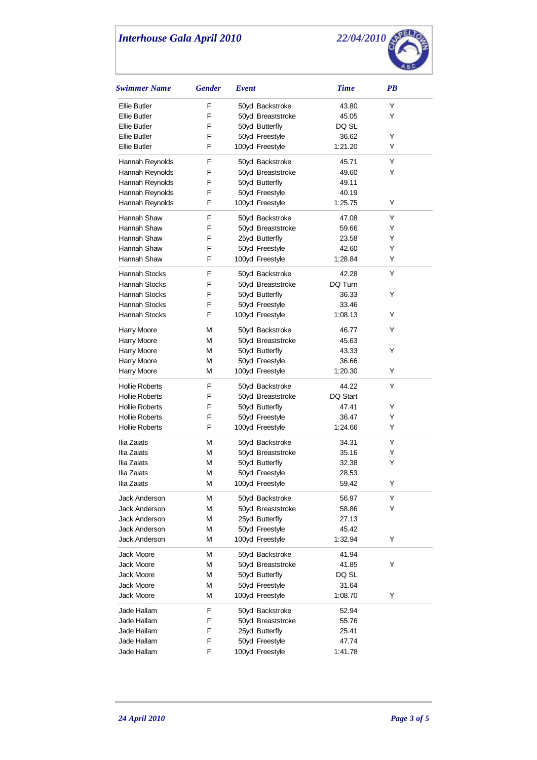# Interhouse Gala April 2010

22/04/2010

| Swimmer Name | Gender | Event | Time | PB |
|---|---|---|---|---|
| Ellie Butler | F | 50yd Backstroke | 43.80 | Y |
| Ellie Butler | F | 50yd Breaststroke | 45.05 | Y |
| Ellie Butler | F | 50yd Butterfly | DQ SL | |
| Ellie Butler | F | 50yd Freestyle | 36.62 | Y |
| Ellie Butler | F | 100yd Freestyle | 1:21.20 | Y |
| Hannah Reynolds | F | 50yd Backstroke | 45.71 | Y |
| Hannah Reynolds | F | 50yd Breaststroke | 49.60 | Y |
| Hannah Reynolds | F | 50yd Butterfly | 49.11 | |
| Hannah Reynolds | F | 50yd Freestyle | 40.19 | |
| Hannah Reynolds | F | 100yd Freestyle | 1:25.75 | Y |
| Hannah Shaw | F | 50yd Backstroke | 47.08 | Y |
| Hannah Shaw | F | 50yd Breaststroke | 59.66 | Y |
| Hannah Shaw | F | 25yd Butterfly | 23.58 | Y |
| Hannah Shaw | F | 50yd Freestyle | 42.60 | Y |
| Hannah Shaw | F | 100yd Freestyle | 1:28.84 | Y |
| Hannah Stocks | F | 50yd Backstroke | 42.28 | Y |
| Hannah Stocks | F | 50yd Breaststroke | DQ Turn | |
| Hannah Stocks | F | 50yd Butterfly | 36.33 | Y |
| Hannah Stocks | F | 50yd Freestyle | 33.46 | |
| Hannah Stocks | F | 100yd Freestyle | 1:08.13 | Y |
| Harry Moore | M | 50yd Backstroke | 46.77 | Y |
| Harry Moore | M | 50yd Breaststroke | 45.63 | |
| Harry Moore | M | 50yd Butterfly | 43.33 | Y |
| Harry Moore | M | 50yd Freestyle | 36.66 | |
| Harry Moore | M | 100yd Freestyle | 1:20.30 | Y |
| Hollie Roberts | F | 50yd Backstroke | 44.22 | Y |
| Hollie Roberts | F | 50yd Breaststroke | DQ Start | |
| Hollie Roberts | F | 50yd Butterfly | 47.41 | Y |
| Hollie Roberts | F | 50yd Freestyle | 36.47 | Y |
| Hollie Roberts | F | 100yd Freestyle | 1:24.66 | Y |
| Ilia Zaiats | M | 50yd Backstroke | 34.31 | Y |
| Ilia Zaiats | M | 50yd Breaststroke | 35.16 | Y |
| Ilia Zaiats | M | 50yd Butterfly | 32.38 | Y |
| Ilia Zaiats | M | 50yd Freestyle | 28.53 | |
| Ilia Zaiats | M | 100yd Freestyle | 59.42 | Y |
| Jack Anderson | M | 50yd Backstroke | 56.97 | Y |
| Jack Anderson | M | 50yd Breaststroke | 58.86 | Y |
| Jack Anderson | M | 25yd Butterfly | 27.13 | |
| Jack Anderson | M | 50yd Freestyle | 45.42 | |
| Jack Anderson | M | 100yd Freestyle | 1:32.94 | Y |
| Jack Moore | M | 50yd Backstroke | 41.94 | |
| Jack Moore | M | 50yd Breaststroke | 41.85 | Y |
| Jack Moore | M | 50yd Butterfly | DQ SL | |
| Jack Moore | M | 50yd Freestyle | 31.64 | |
| Jack Moore | M | 100yd Freestyle | 1:08.70 | Y |
| Jade Hallam | F | 50yd Backstroke | 52.94 | |
| Jade Hallam | F | 50yd Breaststroke | 55.76 | |
| Jade Hallam | F | 25yd Butterfly | 25.41 | |
| Jade Hallam | F | 50yd Freestyle | 47.74 | |
| Jade Hallam | F | 100yd Freestyle | 1:41.78 | |

24 April 2010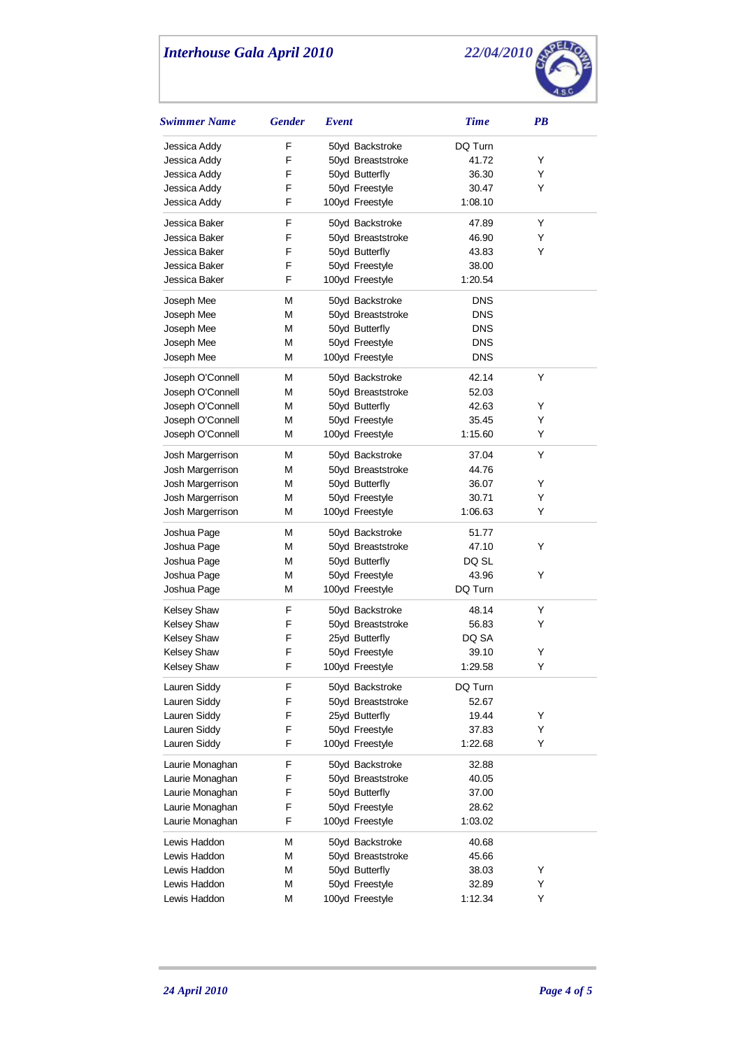## Interhouse Gala April 2010

22/04/2010

| Swimmer Name | Gender | Event | Time | PB |
|---|---|---|---|---|
| Jessica Addy | F | 50yd Backstroke | DQ Turn | |
| Jessica Addy | F | 50yd Breaststroke | 41.72 | Y |
| Jessica Addy | F | 50yd Butterfly | 36.30 | Y |
| Jessica Addy | F | 50yd Freestyle | 30.47 | Y |
| Jessica Addy | F | 100yd Freestyle | 1:08.10 | |
| Jessica Baker | F | 50yd Backstroke | 47.89 | Y |
| Jessica Baker | F | 50yd Breaststroke | 46.90 | Y |
| Jessica Baker | F | 50yd Butterfly | 43.83 | Y |
| Jessica Baker | F | 50yd Freestyle | 38.00 | |
| Jessica Baker | F | 100yd Freestyle | 1:20.54 | |
| Joseph Mee | M | 50yd Backstroke | DNS | |
| Joseph Mee | M | 50yd Breaststroke | DNS | |
| Joseph Mee | M | 50yd Butterfly | DNS | |
| Joseph Mee | M | 50yd Freestyle | DNS | |
| Joseph Mee | M | 100yd Freestyle | DNS | |
| Joseph O'Connell | M | 50yd Backstroke | 42.14 | Y |
| Joseph O'Connell | M | 50yd Breaststroke | 52.03 | |
| Joseph O'Connell | M | 50yd Butterfly | 42.63 | Y |
| Joseph O'Connell | M | 50yd Freestyle | 35.45 | Y |
| Joseph O'Connell | M | 100yd Freestyle | 1:15.60 | Y |
| Josh Margerrison | M | 50yd Backstroke | 37.04 | Y |
| Josh Margerrison | M | 50yd Breaststroke | 44.76 | |
| Josh Margerrison | M | 50yd Butterfly | 36.07 | Y |
| Josh Margerrison | M | 50yd Freestyle | 30.71 | Y |
| Josh Margerrison | M | 100yd Freestyle | 1:06.63 | Y |
| Joshua Page | M | 50yd Backstroke | 51.77 | |
| Joshua Page | M | 50yd Breaststroke | 47.10 | Y |
| Joshua Page | M | 50yd Butterfly | DQ SL | |
| Joshua Page | M | 50yd Freestyle | 43.96 | Y |
| Joshua Page | M | 100yd Freestyle | DQ Turn | |
| Kelsey Shaw | F | 50yd Backstroke | 48.14 | Y |
| Kelsey Shaw | F | 50yd Breaststroke | 56.83 | Y |
| Kelsey Shaw | F | 25yd Butterfly | DQ SA | |
| Kelsey Shaw | F | 50yd Freestyle | 39.10 | Y |
| Kelsey Shaw | F | 100yd Freestyle | 1:29.58 | Y |
| Lauren Siddy | F | 50yd Backstroke | DQ Turn | |
| Lauren Siddy | F | 50yd Breaststroke | 52.67 | |
| Lauren Siddy | F | 25yd Butterfly | 19.44 | Y |
| Lauren Siddy | F | 50yd Freestyle | 37.83 | Y |
| Lauren Siddy | F | 100yd Freestyle | 1:22.68 | Y |
| Laurie Monaghan | F | 50yd Backstroke | 32.88 | |
| Laurie Monaghan | F | 50yd Breaststroke | 40.05 | |
| Laurie Monaghan | F | 50yd Butterfly | 37.00 | |
| Laurie Monaghan | F | 50yd Freestyle | 28.62 | |
| Laurie Monaghan | F | 100yd Freestyle | 1:03.02 | |
| Lewis Haddon | M | 50yd Backstroke | 40.68 | |
| Lewis Haddon | M | 50yd Breaststroke | 45.66 | |
| Lewis Haddon | M | 50yd Butterfly | 38.03 | Y |
| Lewis Haddon | M | 50yd Freestyle | 32.89 | Y |
| Lewis Haddon | M | 100yd Freestyle | 1:12.34 | Y |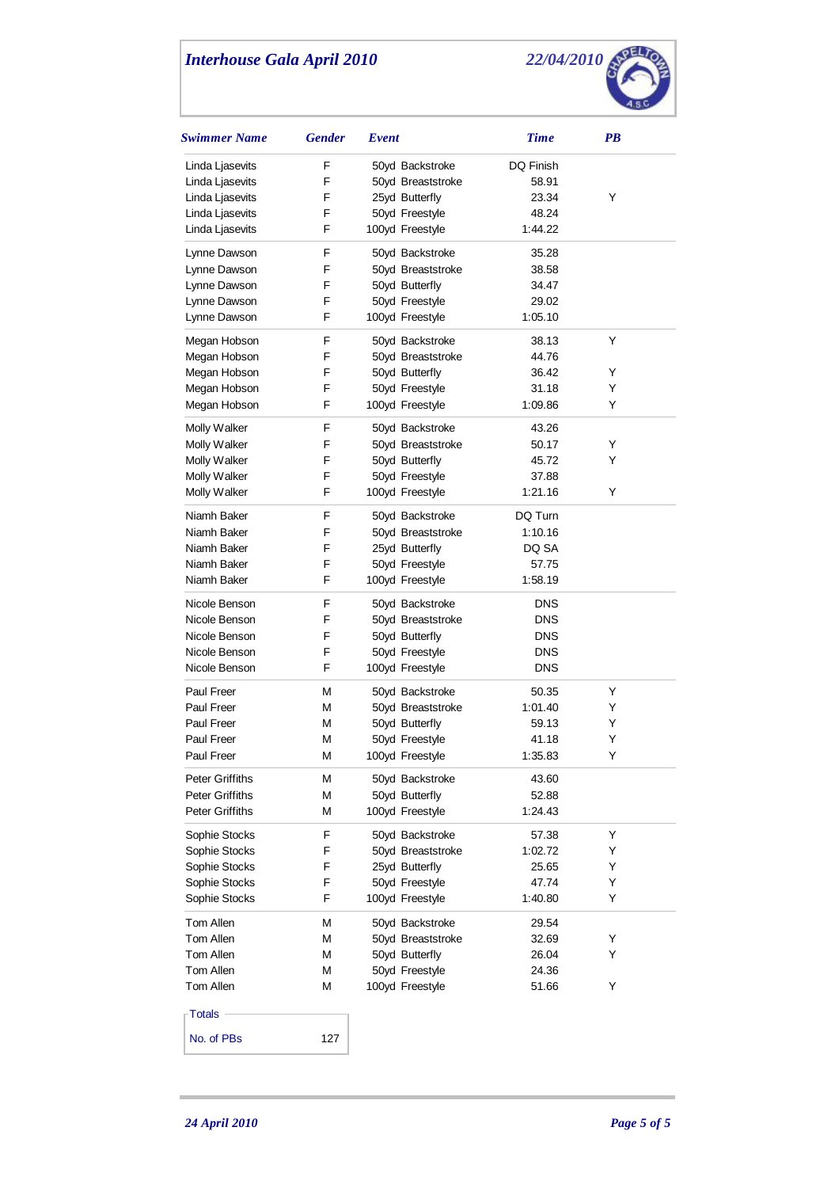# Interhouse Gala April 2010

22/04/2010

| Swimmer Name | Gender | Event | Time | PB |
|---|---|---|---|---|
| Linda Ljasevits | F | 50yd Backstroke | DQ Finish | |
| Linda Ljasevits | F | 50yd Breaststroke | 58.91 | |
| Linda Ljasevits | F | 25yd Butterfly | 23.34 | Y |
| Linda Ljasevits | F | 50yd Freestyle | 48.24 | |
| Linda Ljasevits | F | 100yd Freestyle | 1:44.22 | |
| Lynne Dawson | F | 50yd Backstroke | 35.28 | |
| Lynne Dawson | F | 50yd Breaststroke | 38.58 | |
| Lynne Dawson | F | 50yd Butterfly | 34.47 | |
| Lynne Dawson | F | 50yd Freestyle | 29.02 | |
| Lynne Dawson | F | 100yd Freestyle | 1:05.10 | |
| Megan Hobson | F | 50yd Backstroke | 38.13 | Y |
| Megan Hobson | F | 50yd Breaststroke | 44.76 | |
| Megan Hobson | F | 50yd Butterfly | 36.42 | Y |
| Megan Hobson | F | 50yd Freestyle | 31.18 | Y |
| Megan Hobson | F | 100yd Freestyle | 1:09.86 | Y |
| Molly Walker | F | 50yd Backstroke | 43.26 | |
| Molly Walker | F | 50yd Breaststroke | 50.17 | Y |
| Molly Walker | F | 50yd Butterfly | 45.72 | Y |
| Molly Walker | F | 50yd Freestyle | 37.88 | |
| Molly Walker | F | 100yd Freestyle | 1:21.16 | Y |
| Niamh Baker | F | 50yd Backstroke | DQ Turn | |
| Niamh Baker | F | 50yd Breaststroke | 1:10.16 | |
| Niamh Baker | F | 25yd Butterfly | DQ SA | |
| Niamh Baker | F | 50yd Freestyle | 57.75 | |
| Niamh Baker | F | 100yd Freestyle | 1:58.19 | |
| Nicole Benson | F | 50yd Backstroke | DNS | |
| Nicole Benson | F | 50yd Breaststroke | DNS | |
| Nicole Benson | F | 50yd Butterfly | DNS | |
| Nicole Benson | F | 50yd Freestyle | DNS | |
| Nicole Benson | F | 100yd Freestyle | DNS | |
| Paul Freer | M | 50yd Backstroke | 50.35 | Y |
| Paul Freer | M | 50yd Breaststroke | 1:01.40 | Y |
| Paul Freer | M | 50yd Butterfly | 59.13 | Y |
| Paul Freer | M | 50yd Freestyle | 41.18 | Y |
| Paul Freer | M | 100yd Freestyle | 1:35.83 | Y |
| Peter Griffiths | M | 50yd Backstroke | 43.60 | |
| Peter Griffiths | M | 50yd Butterfly | 52.88 | |
| Peter Griffiths | M | 100yd Freestyle | 1:24.43 | |
| Sophie Stocks | F | 50yd Backstroke | 57.38 | Y |
| Sophie Stocks | F | 50yd Breaststroke | 1:02.72 | Y |
| Sophie Stocks | F | 25yd Butterfly | 25.65 | Y |
| Sophie Stocks | F | 50yd Freestyle | 47.74 | Y |
| Sophie Stocks | F | 100yd Freestyle | 1:40.80 | Y |
| Tom Allen | M | 50yd Backstroke | 29.54 | |
| Tom Allen | M | 50yd Breaststroke | 32.69 | Y |
| Tom Allen | M | 50yd Butterfly | 26.04 | Y |
| Tom Allen | M | 50yd Freestyle | 24.36 | |
| Tom Allen | M | 100yd Freestyle | 51.66 | Y |

Totals

| | |
|---|---|
| No. of PBs | 127 |

24 April 2010